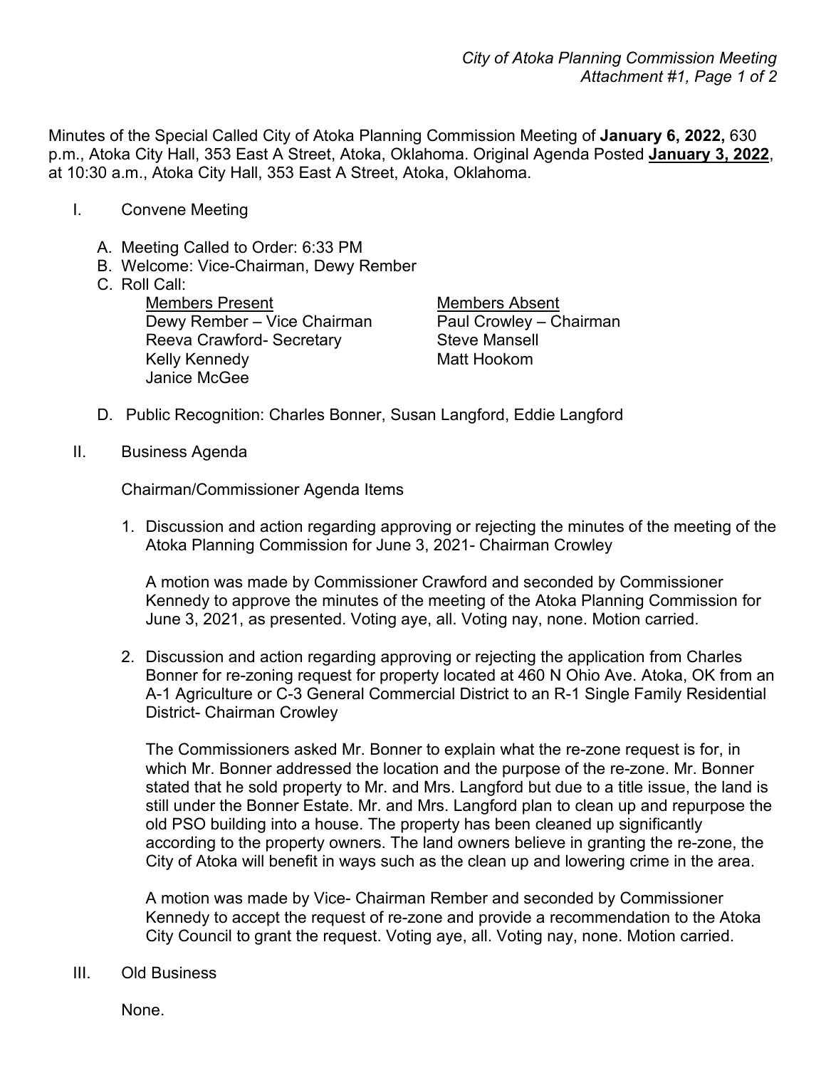Minutes of the Special Called City of Atoka Planning Commission Meeting of **January 6, 2022,** 630 p.m., Atoka City Hall, 353 East A Street, Atoka, Oklahoma. Original Agenda Posted **January 3, 2022**, at 10:30 a.m., Atoka City Hall, 353 East A Street, Atoka, Oklahoma.

I. Convene Meeting

   A. Meeting Called to Order: 6:33 PM
   B. Welcome: Vice-Chairman, Dewy Rember
   C. Roll Call:

| Members Present | Members Absent |
|---|---|
| Dewy Rember – Vice Chairman | Paul Crowley – Chairman |
| Reeva Crawford- Secretary | Steve Mansell |
| Kelly Kennedy | Matt Hookom |
| Janice McGee | |

   D. Public Recognition: Charles Bonner, Susan Langford, Eddie Langford

II. Business Agenda

Chairman/Commissioner Agenda Items

1. Discussion and action regarding approving or rejecting the minutes of the meeting of the Atoka Planning Commission for June 3, 2021- Chairman Crowley

   A motion was made by Commissioner Crawford and seconded by Commissioner Kennedy to approve the minutes of the meeting of the Atoka Planning Commission for June 3, 2021, as presented. Voting aye, all. Voting nay, none. Motion carried.

2. Discussion and action regarding approving or rejecting the application from Charles Bonner for re-zoning request for property located at 460 N Ohio Ave. Atoka, OK from an A-1 Agriculture or C-3 General Commercial District to an R-1 Single Family Residential District- Chairman Crowley

   The Commissioners asked Mr. Bonner to explain what the re-zone request is for, in which Mr. Bonner addressed the location and the purpose of the re-zone. Mr. Bonner stated that he sold property to Mr. and Mrs. Langford but due to a title issue, the land is still under the Bonner Estate. Mr. and Mrs. Langford plan to clean up and repurpose the old PSO building into a house. The property has been cleaned up significantly according to the property owners. The land owners believe in granting the re-zone, the City of Atoka will benefit in ways such as the clean up and lowering crime in the area.

   A motion was made by Vice- Chairman Rember and seconded by Commissioner Kennedy to accept the request of re-zone and provide a recommendation to the Atoka City Council to grant the request. Voting aye, all. Voting nay, none. Motion carried.

III. Old Business

None.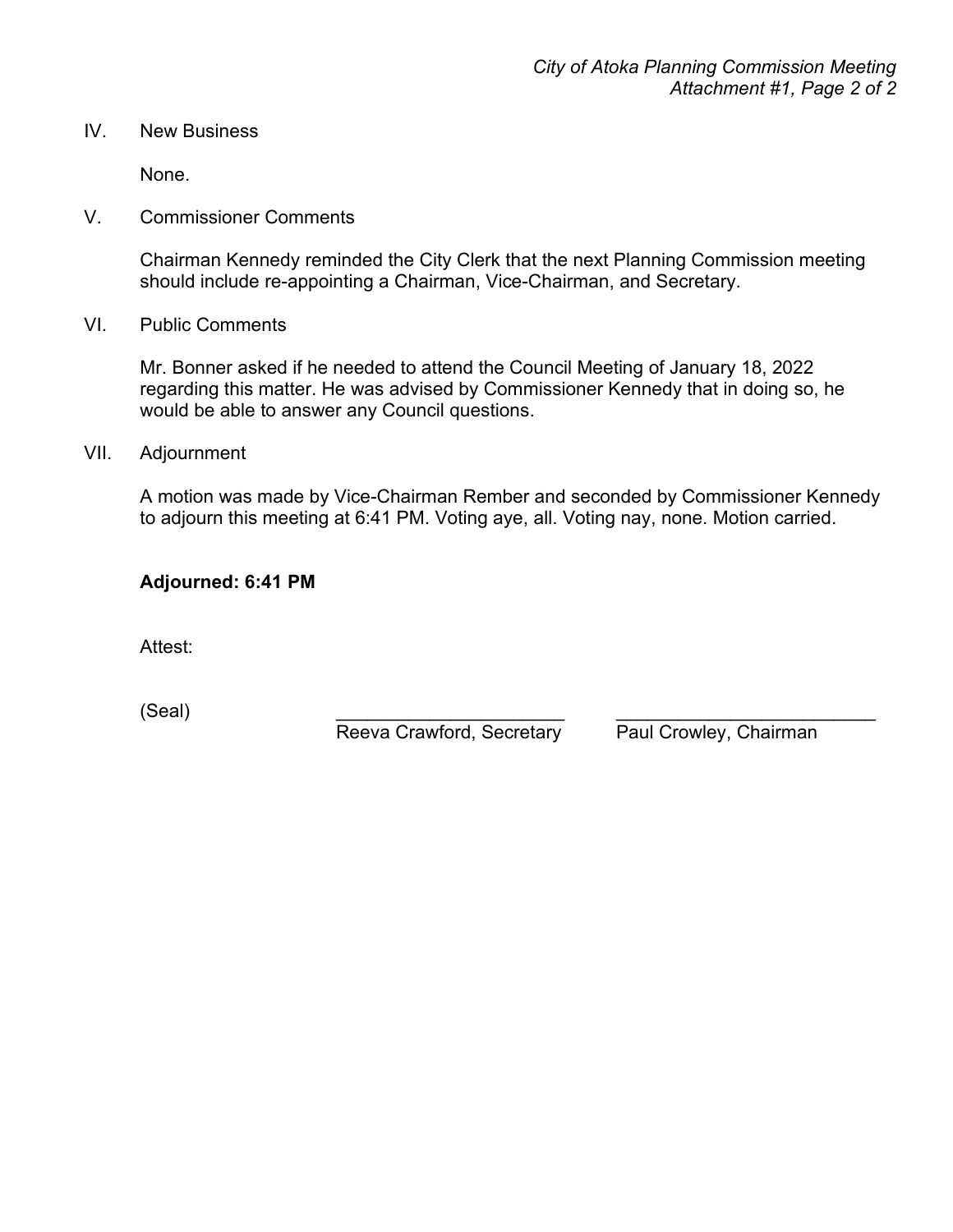IV. New Business

None.

V. Commissioner Comments

Chairman Kennedy reminded the City Clerk that the next Planning Commission meeting should include re-appointing a Chairman, Vice-Chairman, and Secretary.

VI. Public Comments

Mr. Bonner asked if he needed to attend the Council Meeting of January 18, 2022 regarding this matter. He was advised by Commissioner Kennedy that in doing so, he would be able to answer any Council questions.

VII. Adjournment

A motion was made by Vice-Chairman Rember and seconded by Commissioner Kennedy to adjourn this meeting at 6:41 PM. Voting aye, all. Voting nay, none. Motion carried.

**Adjourned: 6:41 PM**

Attest:

(Seal) ______________________ ________________________

Reeva Crawford, Secretary Paul Crowley, Chairman